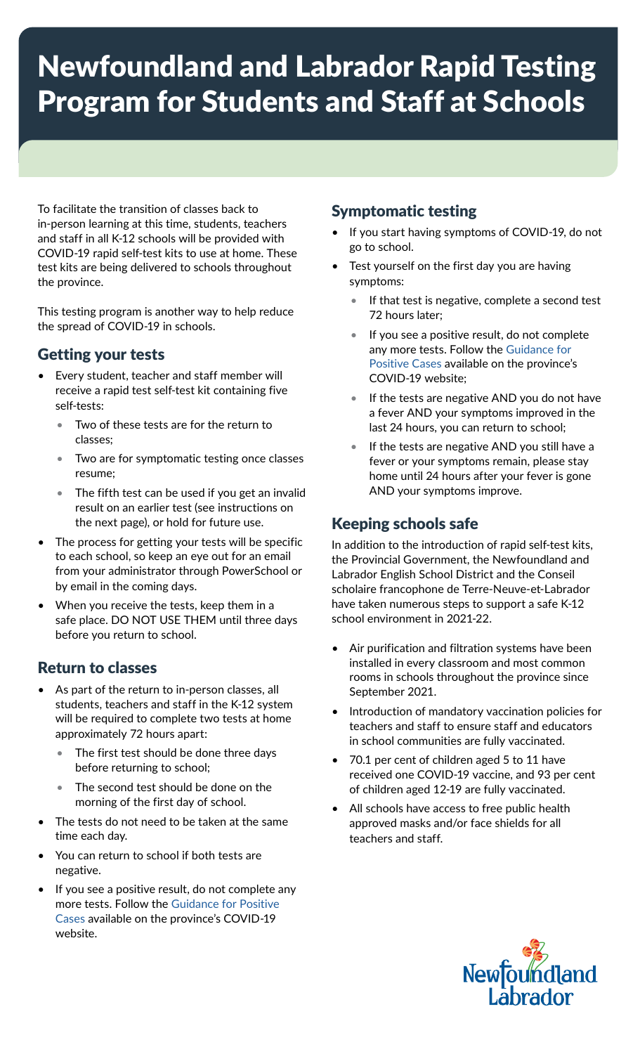# Newfoundland and Labrador Rapid Testing Program for Students and Staff at Schools

To facilitate the transition of classes back to in-person learning at this time, students, teachers and staff in all K-12 schools will be provided with COVID-19 rapid self-test kits to use at home. These test kits are being delivered to schools throughout the province.

This testing program is another way to help reduce the spread of COVID-19 in schools.

## Getting your tests

- Every student, teacher and staff member will receive a rapid test self-test kit containing five self-tests:
  - Two of these tests are for the return to classes;
  - Two are for symptomatic testing once classes resume;
  - The fifth test can be used if you get an invalid result on an earlier test (see instructions on the next page), or hold for future use.
- The process for getting your tests will be specific to each school, so keep an eye out for an email from your administrator through PowerSchool or by email in the coming days.
- When you receive the tests, keep them in a safe place. DO NOT USE THEM until three days before you return to school.

## Return to classes

- As part of the return to in-person classes, all students, teachers and staff in the K-12 system will be required to complete two tests at home approximately 72 hours apart:
  - The first test should be done three days before returning to school;
  - The second test should be done on the morning of the first day of school.
- The tests do not need to be taken at the same time each day.
- You can return to school if both tests are negative.
- If you see a positive result, do not complete any more tests. Follow the Guidance for Positive Cases available on the province's COVID-19 website.

## Symptomatic testing

- If you start having symptoms of COVID-19, do not go to school.
- Test yourself on the first day you are having symptoms:
  - If that test is negative, complete a second test 72 hours later;
  - If you see a positive result, do not complete any more tests. Follow the Guidance for Positive Cases available on the province's COVID-19 website;
  - If the tests are negative AND you do not have a fever AND your symptoms improved in the last 24 hours, you can return to school;
  - If the tests are negative AND you still have a fever or your symptoms remain, please stay home until 24 hours after your fever is gone AND your symptoms improve.

## Keeping schools safe

In addition to the introduction of rapid self-test kits, the Provincial Government, the Newfoundland and Labrador English School District and the Conseil scholaire francophone de Terre-Neuve-et-Labrador have taken numerous steps to support a safe K-12 school environment in 2021-22.

- Air purification and filtration systems have been installed in every classroom and most common rooms in schools throughout the province since September 2021.
- Introduction of mandatory vaccination policies for teachers and staff to ensure staff and educators in school communities are fully vaccinated.
- 70.1 per cent of children aged 5 to 11 have received one COVID-19 vaccine, and 93 per cent of children aged 12-19 are fully vaccinated.
- All schools have access to free public health approved masks and/or face shields for all teachers and staff.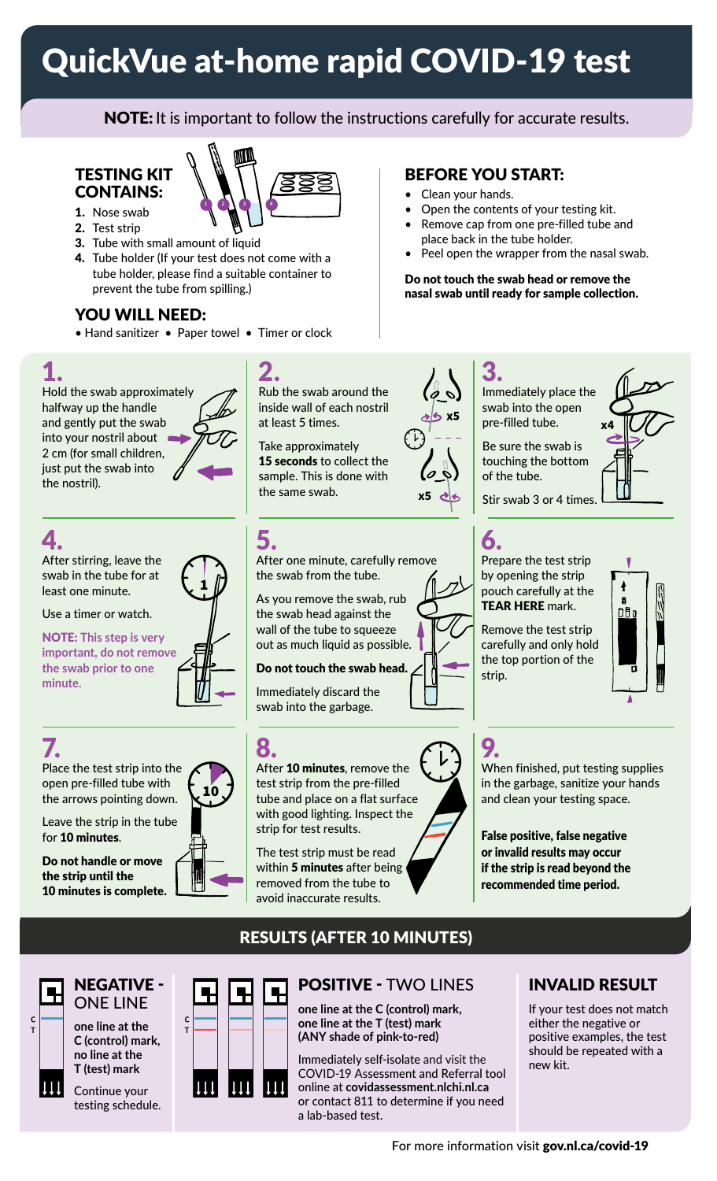# QuickVue at-home rapid COVID-19 test

**NOTE:** It is important to follow the instructions carefully for accurate results.

## TESTING KIT CONTAINS:

1. Nose swab
2. Test strip
3. Tube with small amount of liquid
4. Tube holder (If your test does not come with a tube holder, please find a suitable container to prevent the tube from spilling.)

## YOU WILL NEED:

- Hand sanitizer
- Paper towel
- Timer or clock

## BEFORE YOU START:

- Clean your hands.
- Open the contents of your testing kit.
- Remove cap from one pre-filled tube and place back in the tube holder.
- Peel open the wrapper from the nasal swab.

**Do not touch the swab head or remove the nasal swab until ready for sample collection.**

## 1.

Hold the swab approximately halfway up the handle and gently put the swab into your nostril about 2 cm (for small children, just put the swab into the nostril).

## 2.

Rub the swab around the inside wall of each nostril at least 5 times.

Take approximately **15 seconds** to collect the sample. This is done with the same swab.

x5

x5

## 3.

Immediately place the swab into the open pre-filled tube.

Be sure the swab is touching the bottom of the tube.

Stir swab 3 or 4 times.

x4

## 4.

After stirring, leave the swab in the tube for at least one minute.

Use a timer or watch.

**NOTE: This step is very important, do not remove the swab prior to one minute.**

1

## 5.

After one minute, carefully remove the swab from the tube.

As you remove the swab, rub the swab head against the wall of the tube to squeeze out as much liquid as possible.

**Do not touch the swab head.**

Immediately discard the swab into the garbage.

## 6.

Prepare the test strip by opening the strip pouch carefully at the **TEAR HERE** mark.

Remove the test strip carefully and only hold the top portion of the strip.

## 7.

Place the test strip into the open pre-filled tube with the arrows pointing down.

Leave the strip in the tube for **10 minutes**.

**Do not handle or move the strip until the 10 minutes is complete.**

10

## 8.

After **10 minutes**, remove the test strip from the pre-filled tube and place on a flat surface with good lighting. Inspect the strip for test results.

The test strip must be read within **5 minutes** after being removed from the tube to avoid inaccurate results.

## 9.

When finished, put testing supplies in the garbage, sanitize your hands and clean your testing space.

**False positive, false negative or invalid results may occur if the strip is read beyond the recommended time period.**

## RESULTS (AFTER 10 MINUTES)

### NEGATIVE - ONE LINE

C
T

**one line at the C (control) mark, no line at the T (test) mark**

Continue your testing schedule.

### POSITIVE - TWO LINES

C
T

**one line at the C (control) mark, one line at the T (test) mark (ANY shade of pink-to-red)**

Immediately self-isolate and visit the COVID-19 Assessment and Referral tool online at **covidassessment.nlchi.nl.ca** or contact 811 to determine if you need a lab-based test.

### INVALID RESULT

If your test does not match either the negative or positive examples, the test should be repeated with a new kit.

For more information visit **gov.nl.ca/covid-19**